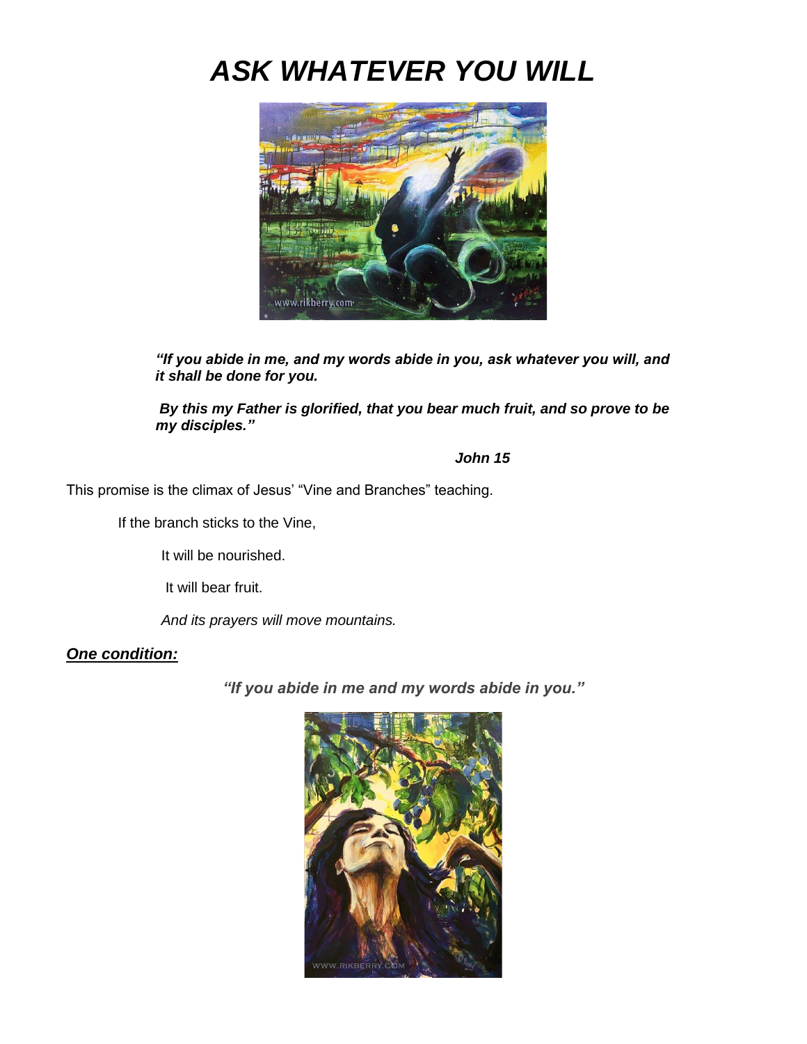# ***ASK WHATEVER YOU WILL***

***"If you abide in me, and my words abide in you, ask whatever you will, and it shall be done for you.***

***By this my Father is glorified, that you bear much fruit, and so prove to be my disciples."***

***John 15***

This promise is the climax of Jesus' "Vine and Branches" teaching.

If the branch sticks to the Vine,

It will be nourished.

It will bear fruit.

*And its prayers will move mountains.*

***One condition:***

***"If you abide in me and my words abide in you."***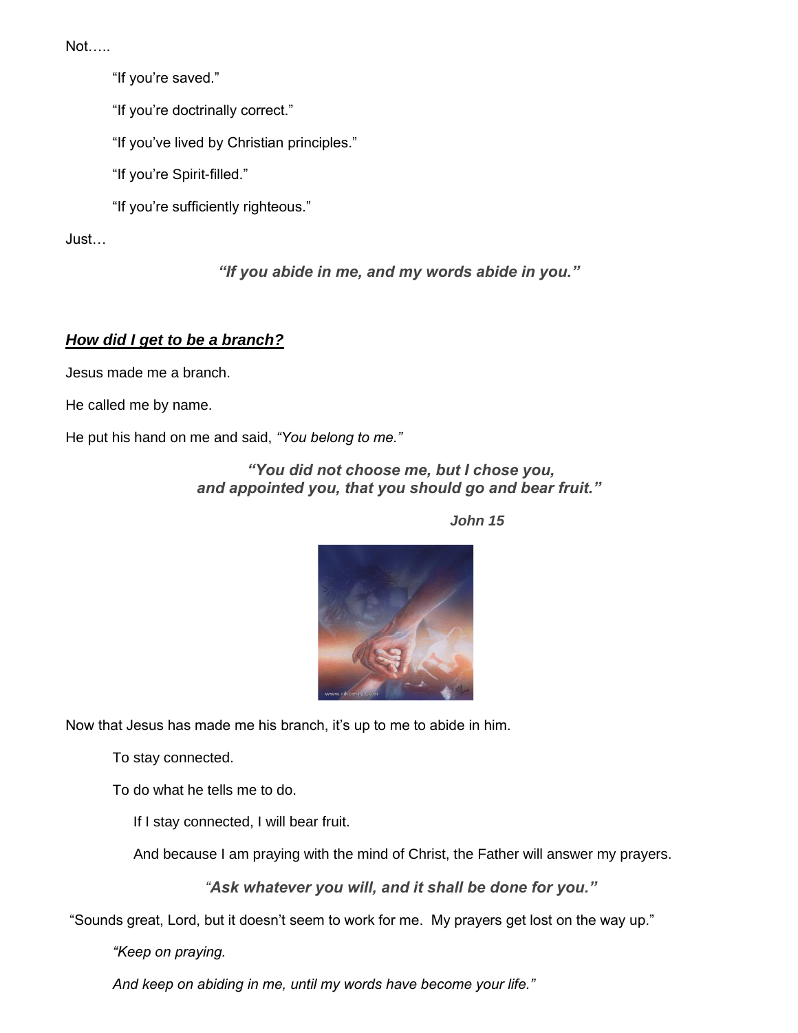Not…..

"If you're saved."

"If you're doctrinally correct."

"If you've lived by Christian principles."

"If you're Spirit-filled."

"If you're sufficiently righteous."

Just…

***"If you abide in me, and my words abide in you."***

## ***How did I get to be a branch?***

Jesus made me a branch.

He called me by name.

He put his hand on me and said, *"You belong to me."*

***"You did not choose me, but I chose you, and appointed you, that you should go and bear fruit."***

***John 15***

Now that Jesus has made me his branch, it's up to me to abide in him.

To stay connected.

To do what he tells me to do.

If I stay connected, I will bear fruit.

And because I am praying with the mind of Christ, the Father will answer my prayers.

***"Ask whatever you will, and it shall be done for you."***

"Sounds great, Lord, but it doesn't seem to work for me. My prayers get lost on the way up."

*"Keep on praying.*

*And keep on abiding in me, until my words have become your life."*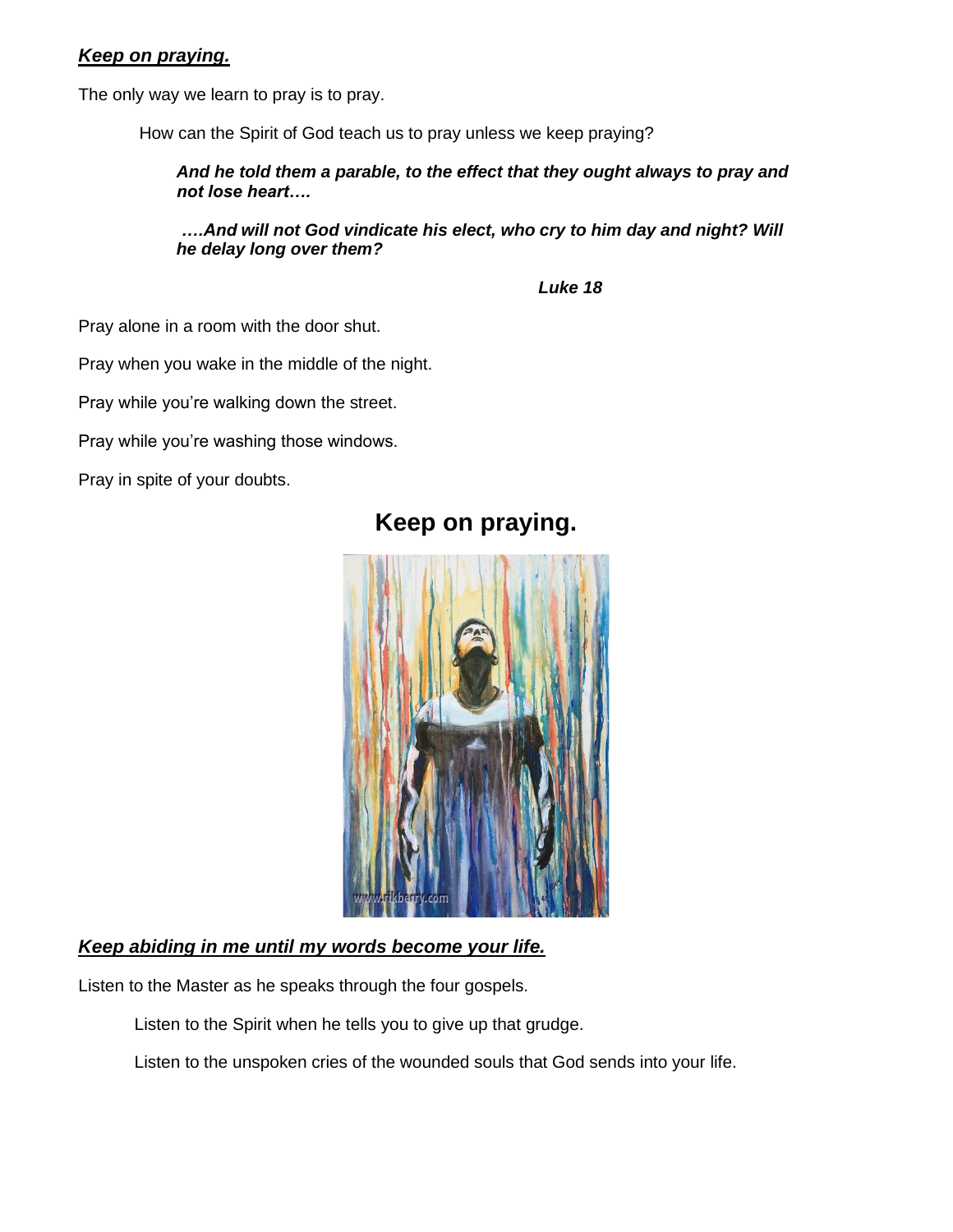***Keep on praying.***

The only way we learn to pray is to pray.

How can the Spirit of God teach us to pray unless we keep praying?

> ***And he told them a parable, to the effect that they ought always to pray and not lose heart….***
>
> ***….And will not God vindicate his elect, who cry to him day and night? Will he delay long over them?***
>
> ***Luke 18***

Pray alone in a room with the door shut.

Pray when you wake in the middle of the night.

Pray while you're walking down the street.

Pray while you're washing those windows.

Pray in spite of your doubts.

## Keep on praying.

***Keep abiding in me until my words become your life.***

Listen to the Master as he speaks through the four gospels.

Listen to the Spirit when he tells you to give up that grudge.

Listen to the unspoken cries of the wounded souls that God sends into your life.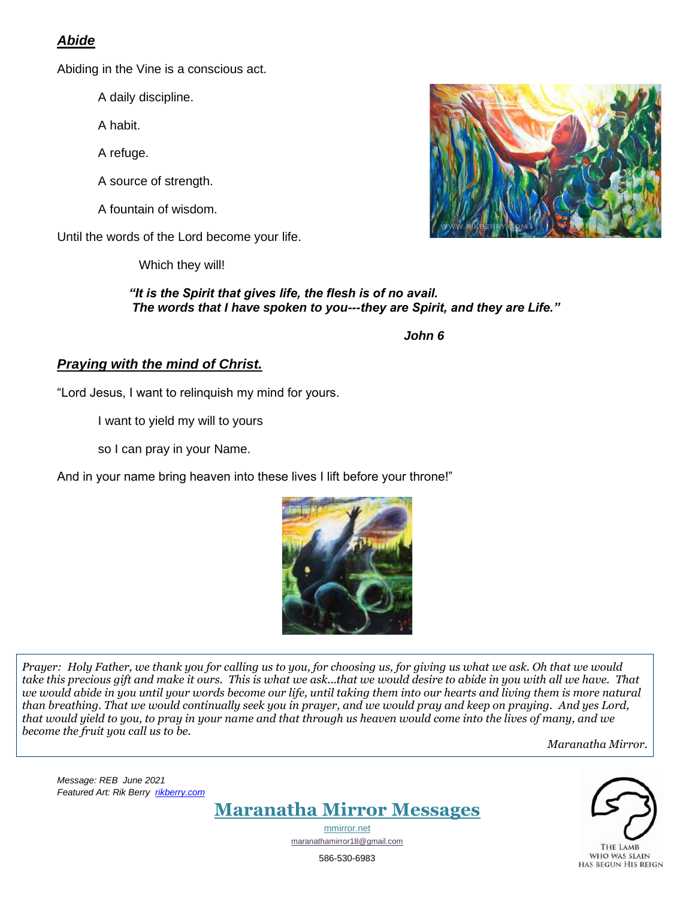## ***Abide***

Abiding in the Vine is a conscious act.

A daily discipline.

A habit.

A refuge.

A source of strength.

A fountain of wisdom.

Until the words of the Lord become your life.

Which they will!

***"It is the Spirit that gives life, the flesh is of no avail.***
***The words that I have spoken to you---they are Spirit, and they are Life."***

***John 6***

## ***Praying with the mind of Christ.***

"Lord Jesus, I want to relinquish my mind for yours.

I want to yield my will to yours

so I can pray in your Name.

And in your name bring heaven into these lives I lift before your throne!"

*Prayer: Holy Father, we thank you for calling us to you, for choosing us, for giving us what we ask. Oh that we would take this precious gift and make it ours. This is what we ask...that we would desire to abide in you with all we have. That we would abide in you until your words become our life, until taking them into our hearts and living them is more natural than breathing. That we would continually seek you in prayer, and we would pray and keep on praying. And yes Lord, that would yield to you, to pray in your name and that through us heaven would come into the lives of many, and we become the fruit you call us to be.*

*Maranatha Mirror.*

*Message: REB June 2021*
*Featured Art: Rik Berry [rikberry.com](rikberry.com)*

**Maranatha Mirror Messages**

mmirror.net

maranathamirror18@gmail.com

586-530-6983

THE LAMB WHO WAS SLAIN HAS BEGUN HIS REIGN